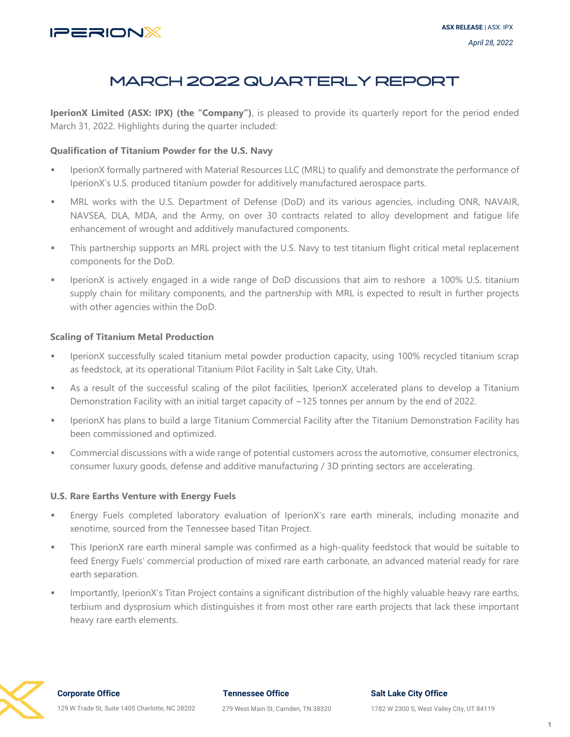**ASX RELEASE** | ASX: IPX

*April 28, 2022*

# MARCH 2022 QUARTERLY REPORT

**IperionX Limited (ASX: IPX) (the "Company")**, is pleased to provide its quarterly report for the period ended March 31, 2022. Highlights during the quarter included:

**Qualification of Titanium Powder for the U.S. Navy**

- IperionX formally partnered with Material Resources LLC (MRL) to qualify and demonstrate the performance of IperionX's U.S. produced titanium powder for additively manufactured aerospace parts.
- MRL works with the U.S. Department of Defense (DoD) and its various agencies, including ONR, NAVAIR, NAVSEA, DLA, MDA, and the Army, on over 30 contracts related to alloy development and fatigue life enhancement of wrought and additively manufactured components.
- This partnership supports an MRL project with the U.S. Navy to test titanium flight critical metal replacement components for the DoD.
- IperionX is actively engaged in a wide range of DoD discussions that aim to reshore a 100% U.S. titanium supply chain for military components, and the partnership with MRL is expected to result in further projects with other agencies within the DoD.

**Scaling of Titanium Metal Production**

- IperionX successfully scaled titanium metal powder production capacity, using 100% recycled titanium scrap as feedstock, at its operational Titanium Pilot Facility in Salt Lake City, Utah.
- As a result of the successful scaling of the pilot facilities, IperionX accelerated plans to develop a Titanium Demonstration Facility with an initial target capacity of ~125 tonnes per annum by the end of 2022.
- IperionX has plans to build a large Titanium Commercial Facility after the Titanium Demonstration Facility has been commissioned and optimized.
- Commercial discussions with a wide range of potential customers across the automotive, consumer electronics, consumer luxury goods, defense and additive manufacturing / 3D printing sectors are accelerating.

**U.S. Rare Earths Venture with Energy Fuels**

- Energy Fuels completed laboratory evaluation of IperionX's rare earth minerals, including monazite and xenotime, sourced from the Tennessee based Titan Project.
- This IperionX rare earth mineral sample was confirmed as a high-quality feedstock that would be suitable to feed Energy Fuels' commercial production of mixed rare earth carbonate, an advanced material ready for rare earth separation.
- Importantly, IperionX's Titan Project contains a significant distribution of the highly valuable heavy rare earths, terbium and dysprosium which distinguishes it from most other rare earth projects that lack these important heavy rare earth elements.

**Corporate Office**
129 W Trade St, Suite 1405 Charlotte, NC 28202

**Tennessee Office**
279 West Main St, Camden, TN 38320

**Salt Lake City Office**
1782 W 2300 S, West Valley City, UT 84119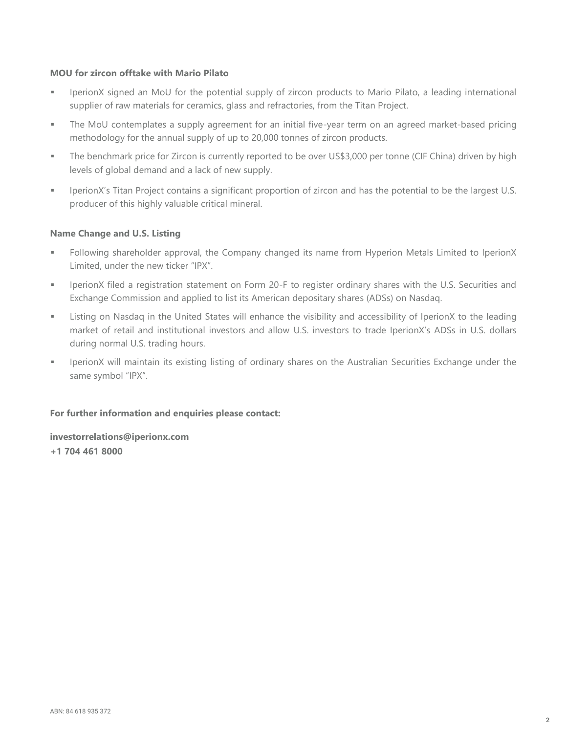**MOU for zircon offtake with Mario Pilato**

- IperionX signed an MoU for the potential supply of zircon products to Mario Pilato, a leading international supplier of raw materials for ceramics, glass and refractories, from the Titan Project.
- The MoU contemplates a supply agreement for an initial five-year term on an agreed market-based pricing methodology for the annual supply of up to 20,000 tonnes of zircon products.
- The benchmark price for Zircon is currently reported to be over US$3,000 per tonne (CIF China) driven by high levels of global demand and a lack of new supply.
- IperionX's Titan Project contains a significant proportion of zircon and has the potential to be the largest U.S. producer of this highly valuable critical mineral.

**Name Change and U.S. Listing**

- Following shareholder approval, the Company changed its name from Hyperion Metals Limited to IperionX Limited, under the new ticker "IPX".
- IperionX filed a registration statement on Form 20-F to register ordinary shares with the U.S. Securities and Exchange Commission and applied to list its American depositary shares (ADSs) on Nasdaq.
- Listing on Nasdaq in the United States will enhance the visibility and accessibility of IperionX to the leading market of retail and institutional investors and allow U.S. investors to trade IperionX's ADSs in U.S. dollars during normal U.S. trading hours.
- IperionX will maintain its existing listing of ordinary shares on the Australian Securities Exchange under the same symbol "IPX".

**For further information and enquiries please contact:**

**investorrelations@iperionx.com**
**+1 704 461 8000**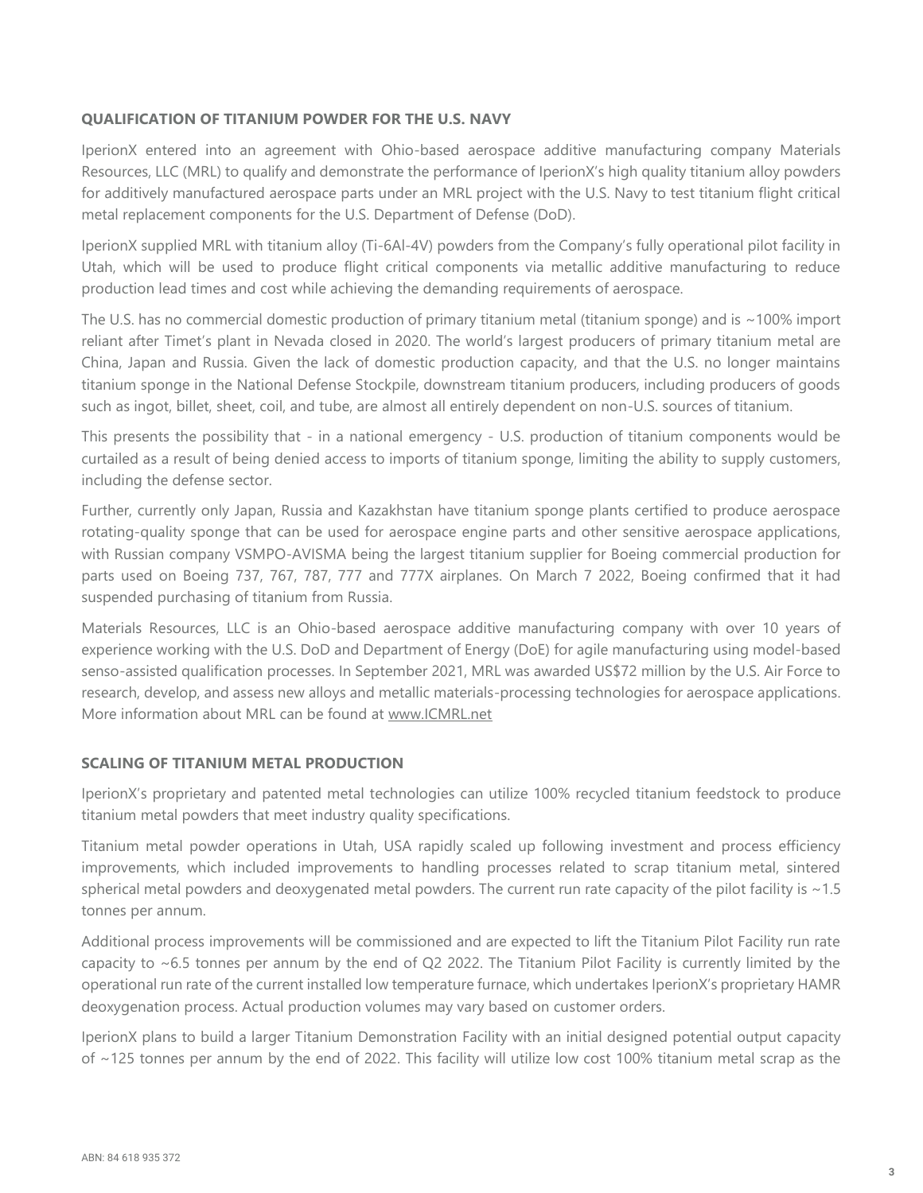### QUALIFICATION OF TITANIUM POWDER FOR THE U.S. NAVY

IperionX entered into an agreement with Ohio-based aerospace additive manufacturing company Materials Resources, LLC (MRL) to qualify and demonstrate the performance of IperionX's high quality titanium alloy powders for additively manufactured aerospace parts under an MRL project with the U.S. Navy to test titanium flight critical metal replacement components for the U.S. Department of Defense (DoD).

IperionX supplied MRL with titanium alloy (Ti-6Al-4V) powders from the Company's fully operational pilot facility in Utah, which will be used to produce flight critical components via metallic additive manufacturing to reduce production lead times and cost while achieving the demanding requirements of aerospace.

The U.S. has no commercial domestic production of primary titanium metal (titanium sponge) and is ~100% import reliant after Timet's plant in Nevada closed in 2020. The world's largest producers of primary titanium metal are China, Japan and Russia. Given the lack of domestic production capacity, and that the U.S. no longer maintains titanium sponge in the National Defense Stockpile, downstream titanium producers, including producers of goods such as ingot, billet, sheet, coil, and tube, are almost all entirely dependent on non-U.S. sources of titanium.

This presents the possibility that - in a national emergency - U.S. production of titanium components would be curtailed as a result of being denied access to imports of titanium sponge, limiting the ability to supply customers, including the defense sector.

Further, currently only Japan, Russia and Kazakhstan have titanium sponge plants certified to produce aerospace rotating-quality sponge that can be used for aerospace engine parts and other sensitive aerospace applications, with Russian company VSMPO-AVISMA being the largest titanium supplier for Boeing commercial production for parts used on Boeing 737, 767, 787, 777 and 777X airplanes. On March 7 2022, Boeing confirmed that it had suspended purchasing of titanium from Russia.

Materials Resources, LLC is an Ohio-based aerospace additive manufacturing company with over 10 years of experience working with the U.S. DoD and Department of Energy (DoE) for agile manufacturing using model-based senso-assisted qualification processes. In September 2021, MRL was awarded US$72 million by the U.S. Air Force to research, develop, and assess new alloys and metallic materials-processing technologies for aerospace applications. More information about MRL can be found at www.ICMRL.net

### SCALING OF TITANIUM METAL PRODUCTION

IperionX's proprietary and patented metal technologies can utilize 100% recycled titanium feedstock to produce titanium metal powders that meet industry quality specifications.

Titanium metal powder operations in Utah, USA rapidly scaled up following investment and process efficiency improvements, which included improvements to handling processes related to scrap titanium metal, sintered spherical metal powders and deoxygenated metal powders. The current run rate capacity of the pilot facility is ~1.5 tonnes per annum.

Additional process improvements will be commissioned and are expected to lift the Titanium Pilot Facility run rate capacity to ~6.5 tonnes per annum by the end of Q2 2022. The Titanium Pilot Facility is currently limited by the operational run rate of the current installed low temperature furnace, which undertakes IperionX's proprietary HAMR deoxygenation process. Actual production volumes may vary based on customer orders.

IperionX plans to build a larger Titanium Demonstration Facility with an initial designed potential output capacity of ~125 tonnes per annum by the end of 2022. This facility will utilize low cost 100% titanium metal scrap as the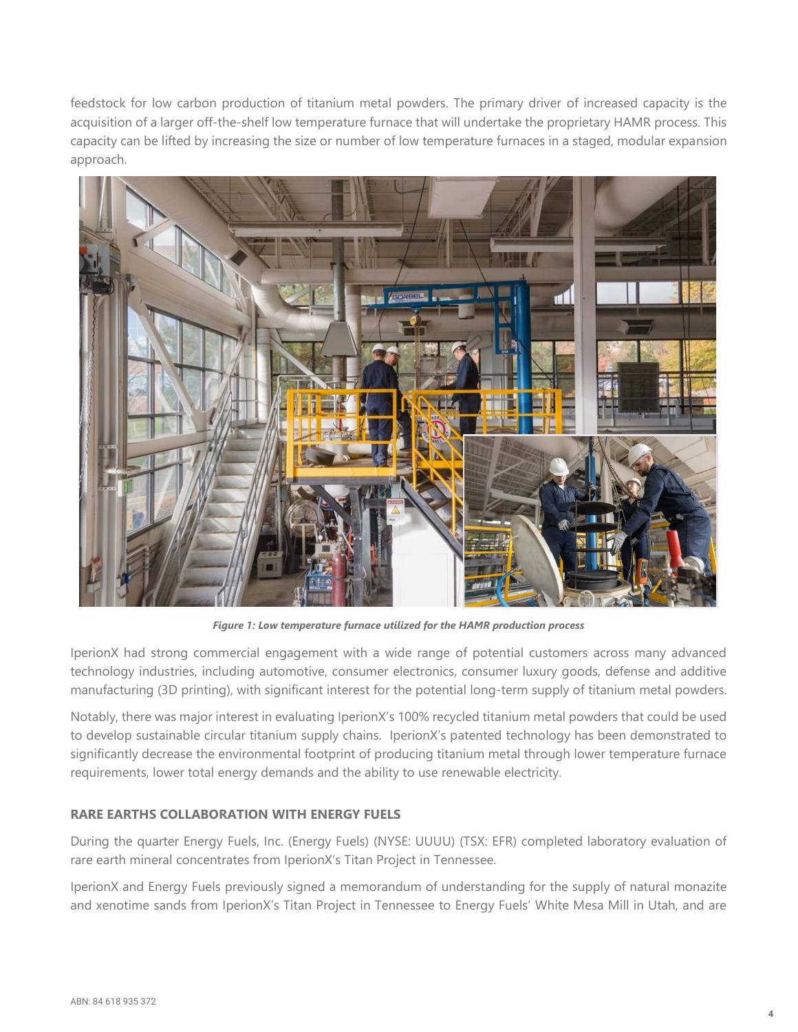feedstock for low carbon production of titanium metal powders. The primary driver of increased capacity is the acquisition of a larger off-the-shelf low temperature furnace that will undertake the proprietary HAMR process. This capacity can be lifted by increasing the size or number of low temperature furnaces in a staged, modular expansion approach.

***Figure 1: Low temperature furnace utilized for the HAMR production process***

IperionX had strong commercial engagement with a wide range of potential customers across many advanced technology industries, including automotive, consumer electronics, consumer luxury goods, defense and additive manufacturing (3D printing), with significant interest for the potential long-term supply of titanium metal powders.

Notably, there was major interest in evaluating IperionX's 100% recycled titanium metal powders that could be used to develop sustainable circular titanium supply chains. IperionX's patented technology has been demonstrated to significantly decrease the environmental footprint of producing titanium metal through lower temperature furnace requirements, lower total energy demands and the ability to use renewable electricity.

**RARE EARTHS COLLABORATION WITH ENERGY FUELS**

During the quarter Energy Fuels, Inc. (Energy Fuels) (NYSE: UUUU) (TSX: EFR) completed laboratory evaluation of rare earth mineral concentrates from IperionX's Titan Project in Tennessee.

IperionX and Energy Fuels previously signed a memorandum of understanding for the supply of natural monazite and xenotime sands from IperionX's Titan Project in Tennessee to Energy Fuels' White Mesa Mill in Utah, and are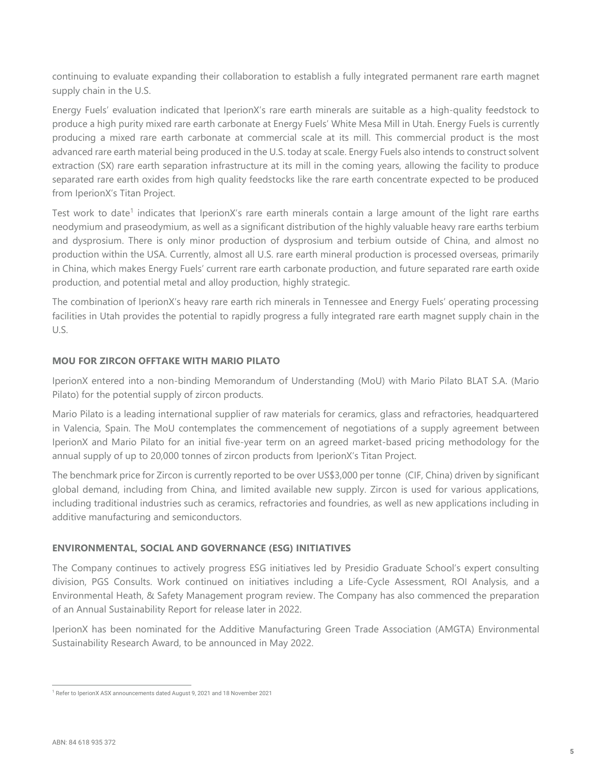continuing to evaluate expanding their collaboration to establish a fully integrated permanent rare earth magnet supply chain in the U.S.

Energy Fuels' evaluation indicated that IperionX's rare earth minerals are suitable as a high-quality feedstock to produce a high purity mixed rare earth carbonate at Energy Fuels' White Mesa Mill in Utah. Energy Fuels is currently producing a mixed rare earth carbonate at commercial scale at its mill. This commercial product is the most advanced rare earth material being produced in the U.S. today at scale. Energy Fuels also intends to construct solvent extraction (SX) rare earth separation infrastructure at its mill in the coming years, allowing the facility to produce separated rare earth oxides from high quality feedstocks like the rare earth concentrate expected to be produced from IperionX's Titan Project.

Test work to date[1] indicates that IperionX's rare earth minerals contain a large amount of the light rare earths neodymium and praseodymium, as well as a significant distribution of the highly valuable heavy rare earths terbium and dysprosium. There is only minor production of dysprosium and terbium outside of China, and almost no production within the USA. Currently, almost all U.S. rare earth mineral production is processed overseas, primarily in China, which makes Energy Fuels' current rare earth carbonate production, and future separated rare earth oxide production, and potential metal and alloy production, highly strategic.

The combination of IperionX's heavy rare earth rich minerals in Tennessee and Energy Fuels' operating processing facilities in Utah provides the potential to rapidly progress a fully integrated rare earth magnet supply chain in the U.S.

### MOU FOR ZIRCON OFFTAKE WITH MARIO PILATO

IperionX entered into a non-binding Memorandum of Understanding (MoU) with Mario Pilato BLAT S.A. (Mario Pilato) for the potential supply of zircon products.

Mario Pilato is a leading international supplier of raw materials for ceramics, glass and refractories, headquartered in Valencia, Spain. The MoU contemplates the commencement of negotiations of a supply agreement between IperionX and Mario Pilato for an initial five-year term on an agreed market-based pricing methodology for the annual supply of up to 20,000 tonnes of zircon products from IperionX's Titan Project.

The benchmark price for Zircon is currently reported to be over US$3,000 per tonne (CIF, China) driven by significant global demand, including from China, and limited available new supply. Zircon is used for various applications, including traditional industries such as ceramics, refractories and foundries, as well as new applications including in additive manufacturing and semiconductors.

### ENVIRONMENTAL, SOCIAL AND GOVERNANCE (ESG) INITIATIVES

The Company continues to actively progress ESG initiatives led by Presidio Graduate School's expert consulting division, PGS Consults. Work continued on initiatives including a Life-Cycle Assessment, ROI Analysis, and a Environmental Heath, & Safety Management program review. The Company has also commenced the preparation of an Annual Sustainability Report for release later in 2022.

IperionX has been nominated for the Additive Manufacturing Green Trade Association (AMGTA) Environmental Sustainability Research Award, to be announced in May 2022.

---

[1] Refer to IperionX ASX announcements dated August 9, 2021 and 18 November 2021

ABN: 84 618 935 372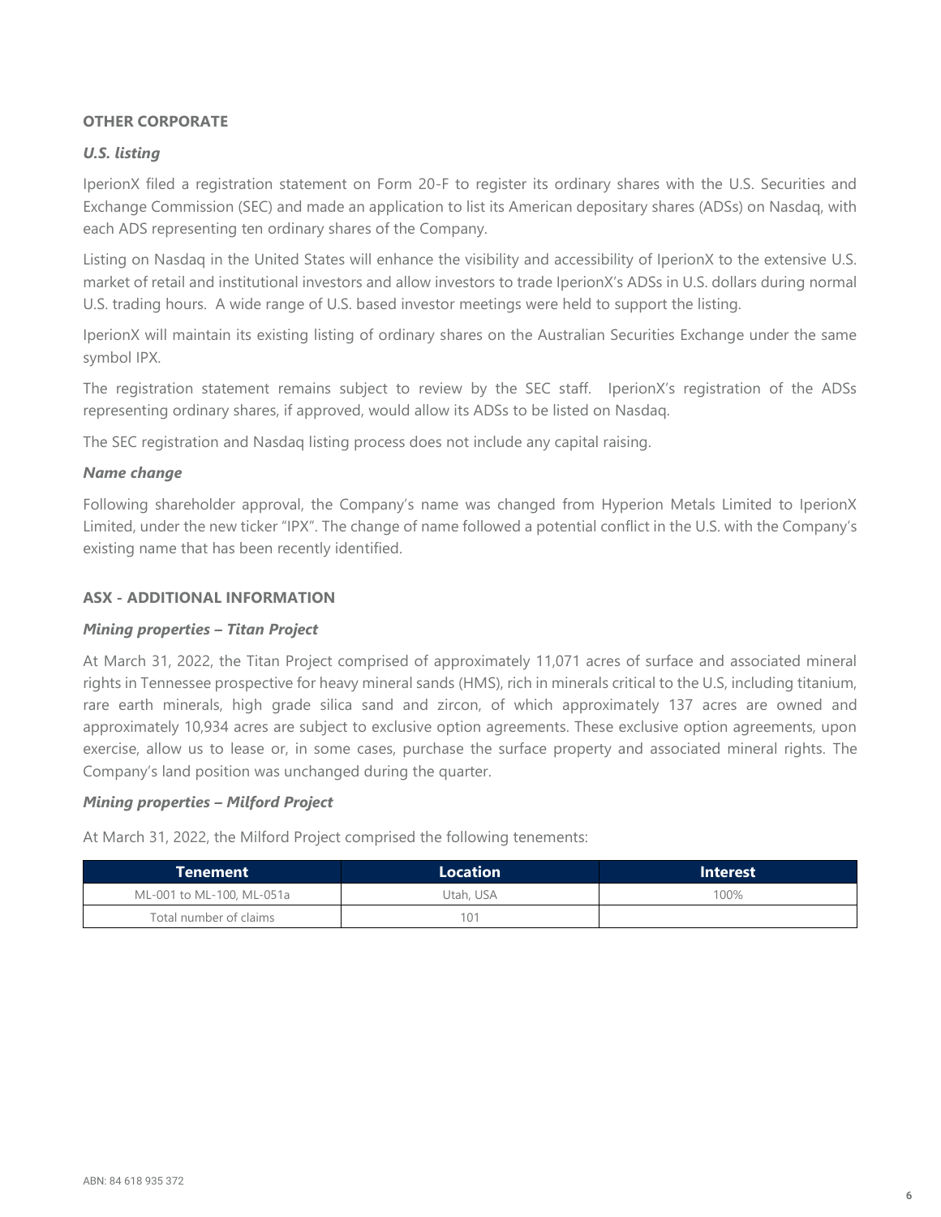## OTHER CORPORATE

### *U.S. listing*

IperionX filed a registration statement on Form 20-F to register its ordinary shares with the U.S. Securities and Exchange Commission (SEC) and made an application to list its American depositary shares (ADSs) on Nasdaq, with each ADS representing ten ordinary shares of the Company.

Listing on Nasdaq in the United States will enhance the visibility and accessibility of IperionX to the extensive U.S. market of retail and institutional investors and allow investors to trade IperionX's ADSs in U.S. dollars during normal U.S. trading hours. A wide range of U.S. based investor meetings were held to support the listing.

IperionX will maintain its existing listing of ordinary shares on the Australian Securities Exchange under the same symbol IPX.

The registration statement remains subject to review by the SEC staff. IperionX's registration of the ADSs representing ordinary shares, if approved, would allow its ADSs to be listed on Nasdaq.

The SEC registration and Nasdaq listing process does not include any capital raising.

### *Name change*

Following shareholder approval, the Company's name was changed from Hyperion Metals Limited to IperionX Limited, under the new ticker "IPX". The change of name followed a potential conflict in the U.S. with the Company's existing name that has been recently identified.

## ASX - ADDITIONAL INFORMATION

### *Mining properties – Titan Project*

At March 31, 2022, the Titan Project comprised of approximately 11,071 acres of surface and associated mineral rights in Tennessee prospective for heavy mineral sands (HMS), rich in minerals critical to the U.S, including titanium, rare earth minerals, high grade silica sand and zircon, of which approximately 137 acres are owned and approximately 10,934 acres are subject to exclusive option agreements. These exclusive option agreements, upon exercise, allow us to lease or, in some cases, purchase the surface property and associated mineral rights. The Company's land position was unchanged during the quarter.

### *Mining properties – Milford Project*

At March 31, 2022, the Milford Project comprised the following tenements:

| Tenement | Location | Interest |
|---|---|---|
| ML-001 to ML-100, ML-051a | Utah, USA | 100% |
| Total number of claims | 101 | |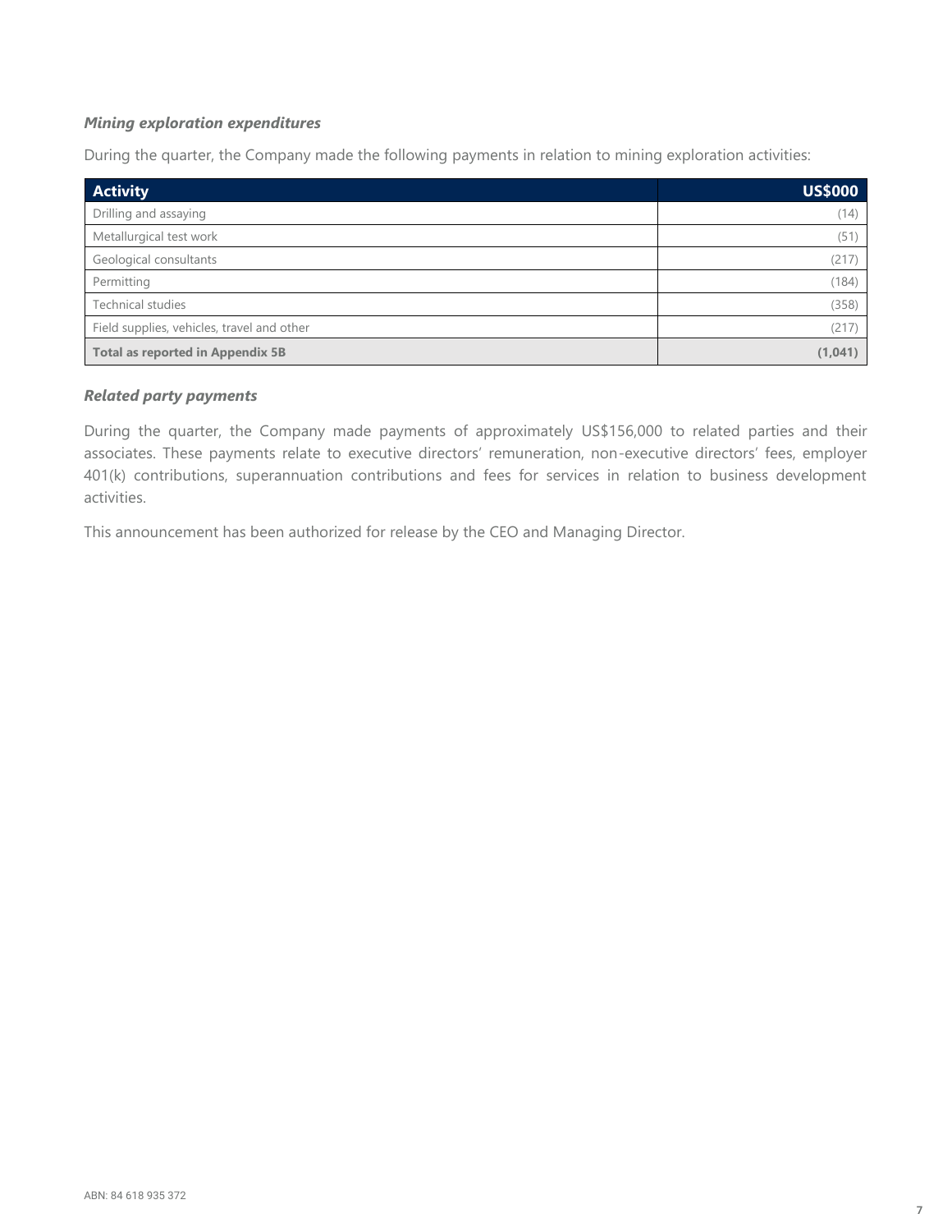***Mining exploration expenditures***

During the quarter, the Company made the following payments in relation to mining exploration activities:

| Activity | US$000 |
|---|---|
| Drilling and assaying | (14) |
| Metallurgical test work | (51) |
| Geological consultants | (217) |
| Permitting | (184) |
| Technical studies | (358) |
| Field supplies, vehicles, travel and other | (217) |
| **Total as reported in Appendix 5B** | **(1,041)** |

***Related party payments***

During the quarter, the Company made payments of approximately US$156,000 to related parties and their associates. These payments relate to executive directors' remuneration, non-executive directors' fees, employer 401(k) contributions, superannuation contributions and fees for services in relation to business development activities.

This announcement has been authorized for release by the CEO and Managing Director.

ABN: 84 618 935 372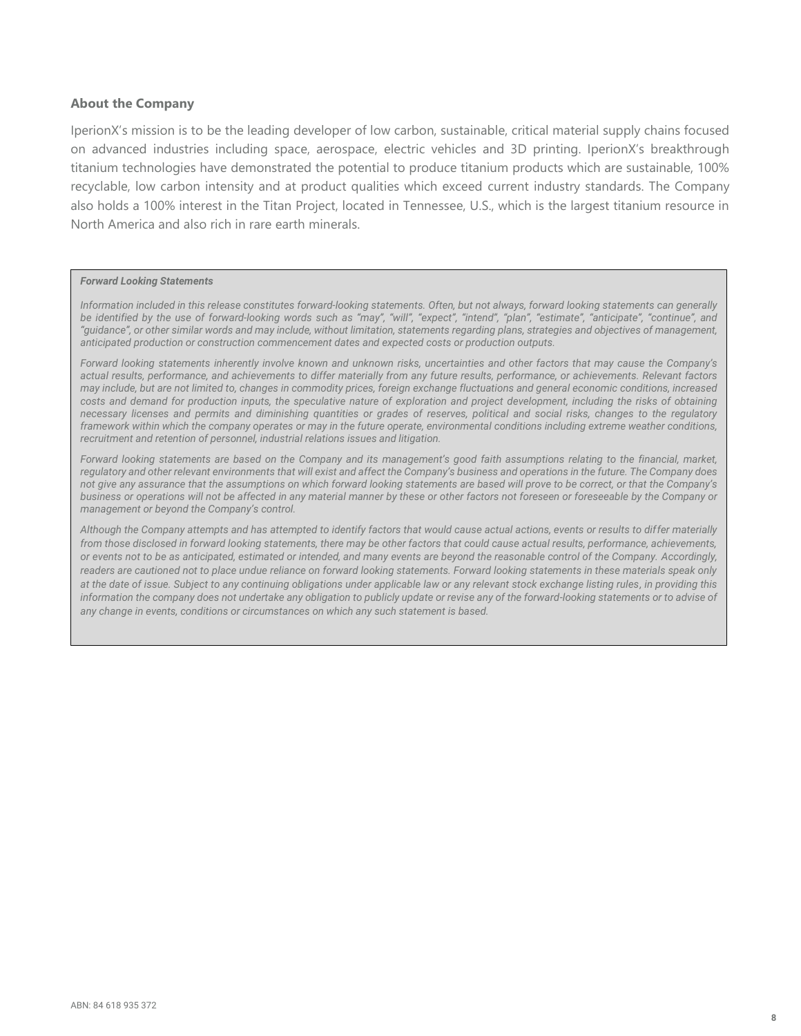**About the Company**

IperionX's mission is to be the leading developer of low carbon, sustainable, critical material supply chains focused on advanced industries including space, aerospace, electric vehicles and 3D printing. IperionX's breakthrough titanium technologies have demonstrated the potential to produce titanium products which are sustainable, 100% recyclable, low carbon intensity and at product qualities which exceed current industry standards. The Company also holds a 100% interest in the Titan Project, located in Tennessee, U.S., which is the largest titanium resource in North America and also rich in rare earth minerals.

***Forward Looking Statements***

*Information included in this release constitutes forward-looking statements. Often, but not always, forward looking statements can generally be identified by the use of forward-looking words such as "may", "will", "expect", "intend", "plan", "estimate", "anticipate", "continue", and "guidance", or other similar words and may include, without limitation, statements regarding plans, strategies and objectives of management, anticipated production or construction commencement dates and expected costs or production outputs.*

*Forward looking statements inherently involve known and unknown risks, uncertainties and other factors that may cause the Company's actual results, performance, and achievements to differ materially from any future results, performance, or achievements. Relevant factors may include, but are not limited to, changes in commodity prices, foreign exchange fluctuations and general economic conditions, increased costs and demand for production inputs, the speculative nature of exploration and project development, including the risks of obtaining necessary licenses and permits and diminishing quantities or grades of reserves, political and social risks, changes to the regulatory framework within which the company operates or may in the future operate, environmental conditions including extreme weather conditions, recruitment and retention of personnel, industrial relations issues and litigation.*

*Forward looking statements are based on the Company and its management's good faith assumptions relating to the financial, market, regulatory and other relevant environments that will exist and affect the Company's business and operations in the future. The Company does not give any assurance that the assumptions on which forward looking statements are based will prove to be correct, or that the Company's business or operations will not be affected in any material manner by these or other factors not foreseen or foreseeable by the Company or management or beyond the Company's control.*

*Although the Company attempts and has attempted to identify factors that would cause actual actions, events or results to differ materially from those disclosed in forward looking statements, there may be other factors that could cause actual results, performance, achievements, or events not to be as anticipated, estimated or intended, and many events are beyond the reasonable control of the Company. Accordingly, readers are cautioned not to place undue reliance on forward looking statements. Forward looking statements in these materials speak only at the date of issue. Subject to any continuing obligations under applicable law or any relevant stock exchange listing rules, in providing this information the company does not undertake any obligation to publicly update or revise any of the forward-looking statements or to advise of any change in events, conditions or circumstances on which any such statement is based.*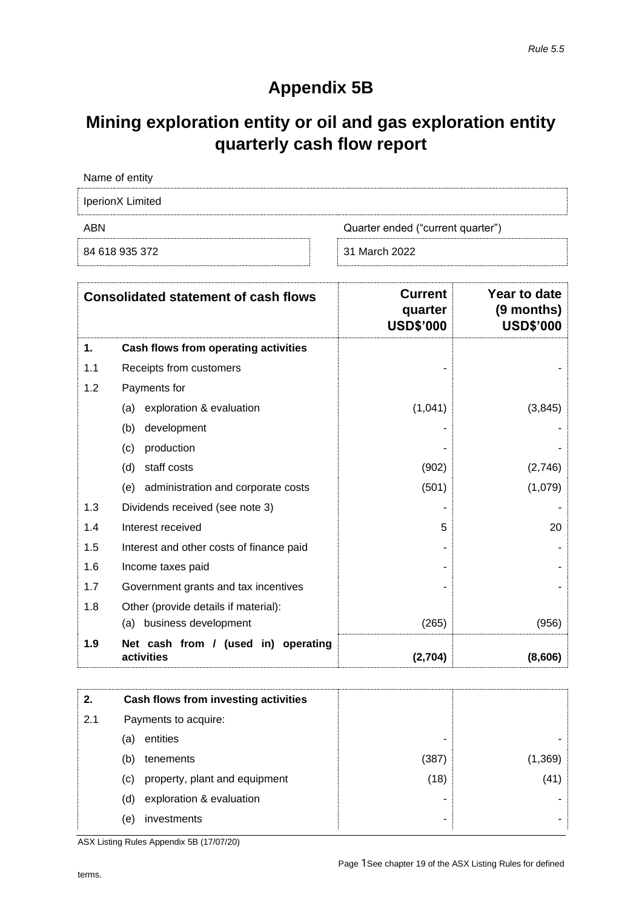*Rule 5.5*

# Appendix 5B

# Mining exploration entity or oil and gas exploration entity quarterly cash flow report

| Name of entity | |
|---|---|
| IperionX Limited | |
| **ABN** | **Quarter ended ("current quarter")** |
| 84 618 935 372 | 31 March 2022 |

| **Consolidated statement of cash flows** | | **Current quarter USD$'000** | **Year to date (9 months) USD$'000** |
|---|---|---|---|
| **1.** | **Cash flows from operating activities** | | |
| 1.1 | Receipts from customers | - | - |
| 1.2 | Payments for | | |
| | (a) exploration & evaluation | (1,041) | (3,845) |
| | (b) development | - | - |
| | (c) production | - | - |
| | (d) staff costs | (902) | (2,746) |
| | (e) administration and corporate costs | (501) | (1,079) |
| 1.3 | Dividends received (see note 3) | - | - |
| 1.4 | Interest received | 5 | 20 |
| 1.5 | Interest and other costs of finance paid | - | - |
| 1.6 | Income taxes paid | - | - |
| 1.7 | Government grants and tax incentives | - | - |
| 1.8 | Other (provide details if material): | | |
| | (a) business development | (265) | (956) |
| **1.9** | **Net cash from / (used in) operating activities** | **(2,704)** | **(8,606)** |

| | | | |
|---|---|---|---|
| **2.** | **Cash flows from investing activities** | | |
| 2.1 | Payments to acquire: | | |
| | (a) entities | - | - |
| | (b) tenements | (387) | (1,369) |
| | (c) property, plant and equipment | (18) | (41) |
| | (d) exploration & evaluation | - | - |
| | (e) investments | - | - |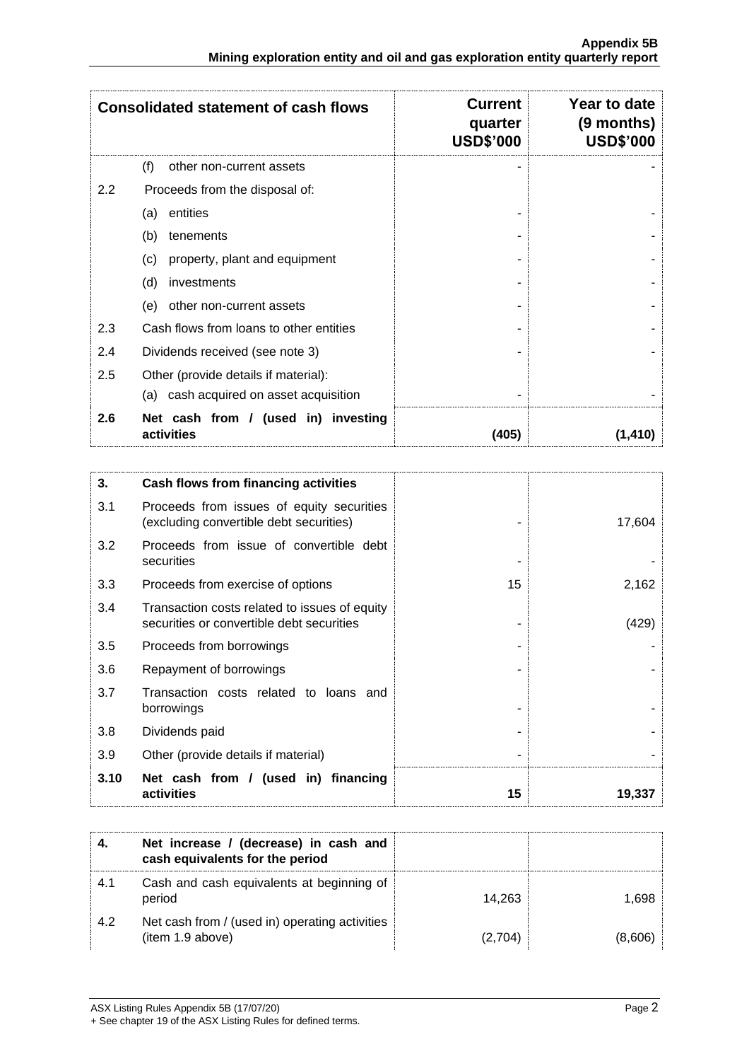| Consolidated statement of cash flows | | Current quarter USD$'000 | Year to date (9 months) USD$'000 |
|---|---|---|---|
| | (f) other non-current assets | - | - |
| 2.2 | Proceeds from the disposal of: | | |
| | (a) entities | - | - |
| | (b) tenements | - | - |
| | (c) property, plant and equipment | - | - |
| | (d) investments | - | - |
| | (e) other non-current assets | - | - |
| 2.3 | Cash flows from loans to other entities | - | - |
| 2.4 | Dividends received (see note 3) | - | - |
| 2.5 | Other (provide details if material): | | |
| | (a) cash acquired on asset acquisition | - | - |
| **2.6** | **Net cash from / (used in) investing activities** | **(405)** | **(1,410)** |

| | | | |
|---|---|---|---|
| **3.** | **Cash flows from financing activities** | | |
| 3.1 | Proceeds from issues of equity securities (excluding convertible debt securities) | - | 17,604 |
| 3.2 | Proceeds from issue of convertible debt securities | - | - |
| 3.3 | Proceeds from exercise of options | 15 | 2,162 |
| 3.4 | Transaction costs related to issues of equity securities or convertible debt securities | - | (429) |
| 3.5 | Proceeds from borrowings | - | - |
| 3.6 | Repayment of borrowings | - | - |
| 3.7 | Transaction costs related to loans and borrowings | - | - |
| 3.8 | Dividends paid | - | - |
| 3.9 | Other (provide details if material) | - | - |
| **3.10** | **Net cash from / (used in) financing activities** | **15** | **19,337** |

| | | | |
|---|---|---|---|
| **4.** | **Net increase / (decrease) in cash and cash equivalents for the period** | | |
| 4.1 | Cash and cash equivalents at beginning of period | 14,263 | 1,698 |
| 4.2 | Net cash from / (used in) operating activities (item 1.9 above) | (2,704) | (8,606) |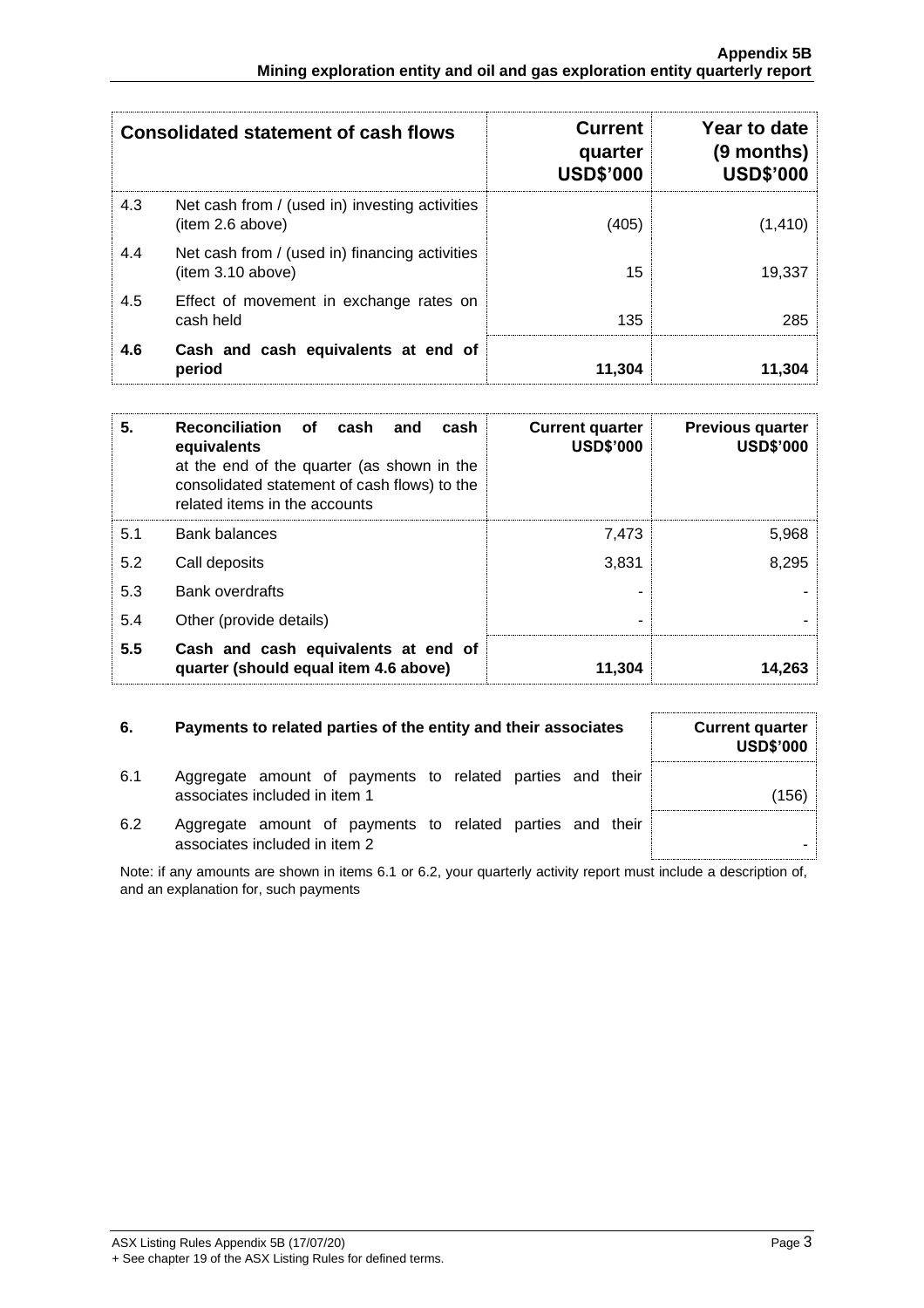| Consolidated statement of cash flows | | Current quarter USD$'000 | Year to date (9 months) USD$'000 |
|---|---|---|---|
| 4.3 | Net cash from / (used in) investing activities (item 2.6 above) | (405) | (1,410) |
| 4.4 | Net cash from / (used in) financing activities (item 3.10 above) | 15 | 19,337 |
| 4.5 | Effect of movement in exchange rates on cash held | 135 | 285 |
| **4.6** | **Cash and cash equivalents at end of period** | **11,304** | **11,304** |

| **5.** | **Reconciliation of cash and cash equivalents** at the end of the quarter (as shown in the consolidated statement of cash flows) to the related items in the accounts | **Current quarter USD$'000** | **Previous quarter USD$'000** |
|---|---|---|---|
| 5.1 | Bank balances | 7,473 | 5,968 |
| 5.2 | Call deposits | 3,831 | 8,295 |
| 5.3 | Bank overdrafts | - | - |
| 5.4 | Other (provide details) | - | - |
| **5.5** | **Cash and cash equivalents at end of quarter (should equal item 4.6 above)** | **11,304** | **14,263** |

| **6.** | **Payments to related parties of the entity and their associates** | **Current quarter USD$'000** |
|---|---|---|
| 6.1 | Aggregate amount of payments to related parties and their associates included in item 1 | (156) |
| 6.2 | Aggregate amount of payments to related parties and their associates included in item 2 | - |

Note: if any amounts are shown in items 6.1 or 6.2, your quarterly activity report must include a description of, and an explanation for, such payments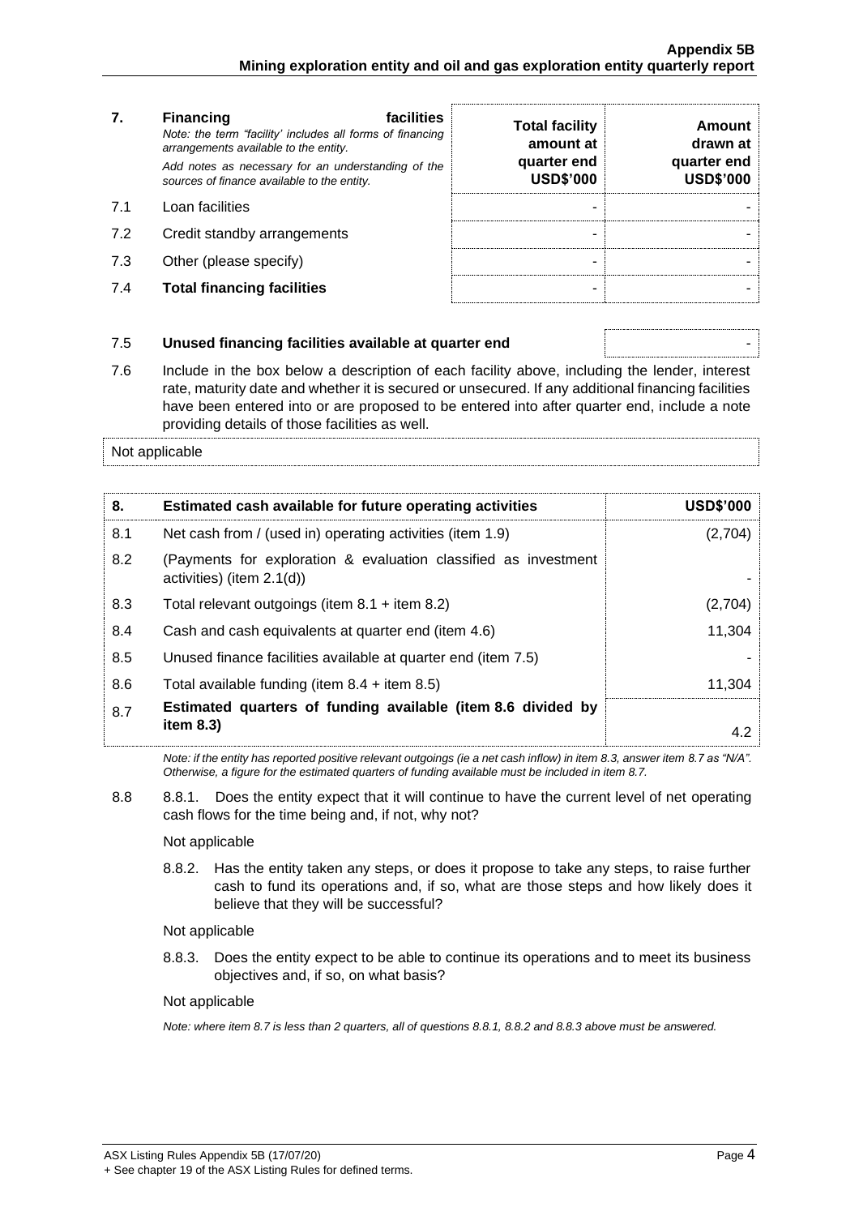| 7. | **Financing facilities** *Note: the term "facility' includes all forms of financing arrangements available to the entity.* *Add notes as necessary for an understanding of the sources of finance available to the entity.* | **Total facility amount at quarter end USD$'000** | **Amount drawn at quarter end USD$'000** |
|---|---|---|---|
| 7.1 | Loan facilities | - | - |
| 7.2 | Credit standby arrangements | - | - |
| 7.3 | Other (please specify) | - | - |
| 7.4 | **Total financing facilities** | - | - |

| 7.5 | **Unused financing facilities available at quarter end** | - |
|---|---|---|

7.6 Include in the box below a description of each facility above, including the lender, interest rate, maturity date and whether it is secured or unsecured. If any additional financing facilities have been entered into or are proposed to be entered into after quarter end, include a note providing details of those facilities as well.

Not applicable

| 8. | **Estimated cash available for future operating activities** | **USD$'000** |
|---|---|---|
| 8.1 | Net cash from / (used in) operating activities (item 1.9) | (2,704) |
| 8.2 | (Payments for exploration & evaluation classified as investment activities) (item 2.1(d)) | - |
| 8.3 | Total relevant outgoings (item 8.1 + item 8.2) | (2,704) |
| 8.4 | Cash and cash equivalents at quarter end (item 4.6) | 11,304 |
| 8.5 | Unused finance facilities available at quarter end (item 7.5) | - |
| 8.6 | Total available funding (item 8.4 + item 8.5) | 11,304 |
| 8.7 | **Estimated quarters of funding available (item 8.6 divided by item 8.3)** | 4.2 |

*Note: if the entity has reported positive relevant outgoings (ie a net cash inflow) in item 8.3, answer item 8.7 as "N/A". Otherwise, a figure for the estimated quarters of funding available must be included in item 8.7.*

8.8 8.8.1. Does the entity expect that it will continue to have the current level of net operating cash flows for the time being and, if not, why not?

Not applicable

8.8.2. Has the entity taken any steps, or does it propose to take any steps, to raise further cash to fund its operations and, if so, what are those steps and how likely does it believe that they will be successful?

Not applicable

8.8.3. Does the entity expect to be able to continue its operations and to meet its business objectives and, if so, on what basis?

Not applicable

*Note: where item 8.7 is less than 2 quarters, all of questions 8.8.1, 8.8.2 and 8.8.3 above must be answered.*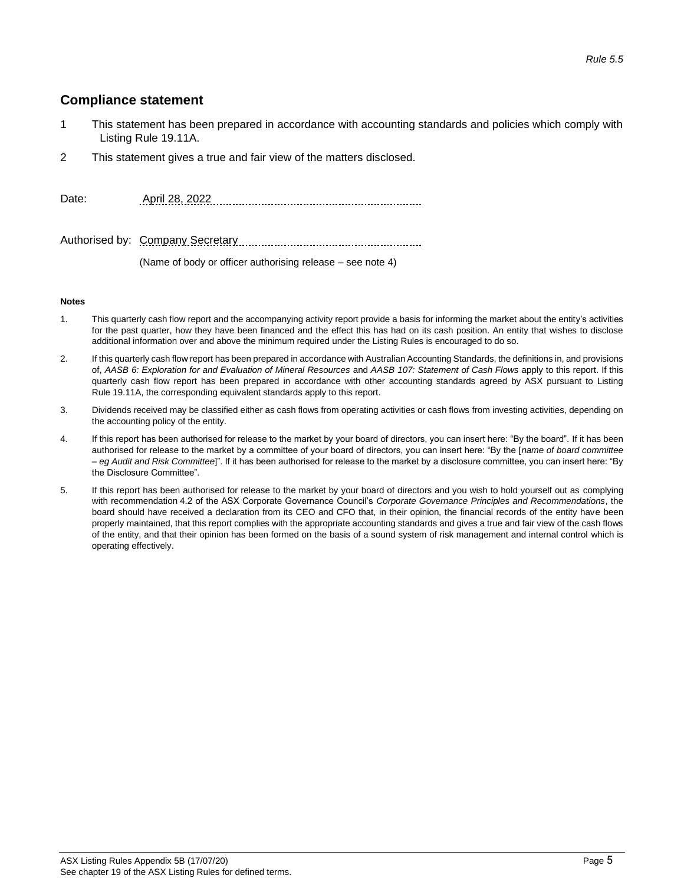Rule 5.5

## Compliance statement

1 This statement has been prepared in accordance with accounting standards and policies which comply with Listing Rule 19.11A.

2 This statement gives a true and fair view of the matters disclosed.

Date: April 28, 2022

Authorised by: Company Secretary

(Name of body or officer authorising release – see note 4)

**Notes**

1. This quarterly cash flow report and the accompanying activity report provide a basis for informing the market about the entity's activities for the past quarter, how they have been financed and the effect this has had on its cash position. An entity that wishes to disclose additional information over and above the minimum required under the Listing Rules is encouraged to do so.

2. If this quarterly cash flow report has been prepared in accordance with Australian Accounting Standards, the definitions in, and provisions of, *AASB 6: Exploration for and Evaluation of Mineral Resources* and *AASB 107: Statement of Cash Flows* apply to this report. If this quarterly cash flow report has been prepared in accordance with other accounting standards agreed by ASX pursuant to Listing Rule 19.11A, the corresponding equivalent standards apply to this report.

3. Dividends received may be classified either as cash flows from operating activities or cash flows from investing activities, depending on the accounting policy of the entity.

4. If this report has been authorised for release to the market by your board of directors, you can insert here: "By the board". If it has been authorised for release to the market by a committee of your board of directors, you can insert here: "By the [*name of board committee – eg Audit and Risk Committee*]". If it has been authorised for release to the market by a disclosure committee, you can insert here: "By the Disclosure Committee".

5. If this report has been authorised for release to the market by your board of directors and you wish to hold yourself out as complying with recommendation 4.2 of the ASX Corporate Governance Council's *Corporate Governance Principles and Recommendations*, the board should have received a declaration from its CEO and CFO that, in their opinion, the financial records of the entity have been properly maintained, that this report complies with the appropriate accounting standards and gives a true and fair view of the cash flows of the entity, and that their opinion has been formed on the basis of a sound system of risk management and internal control which is operating effectively.